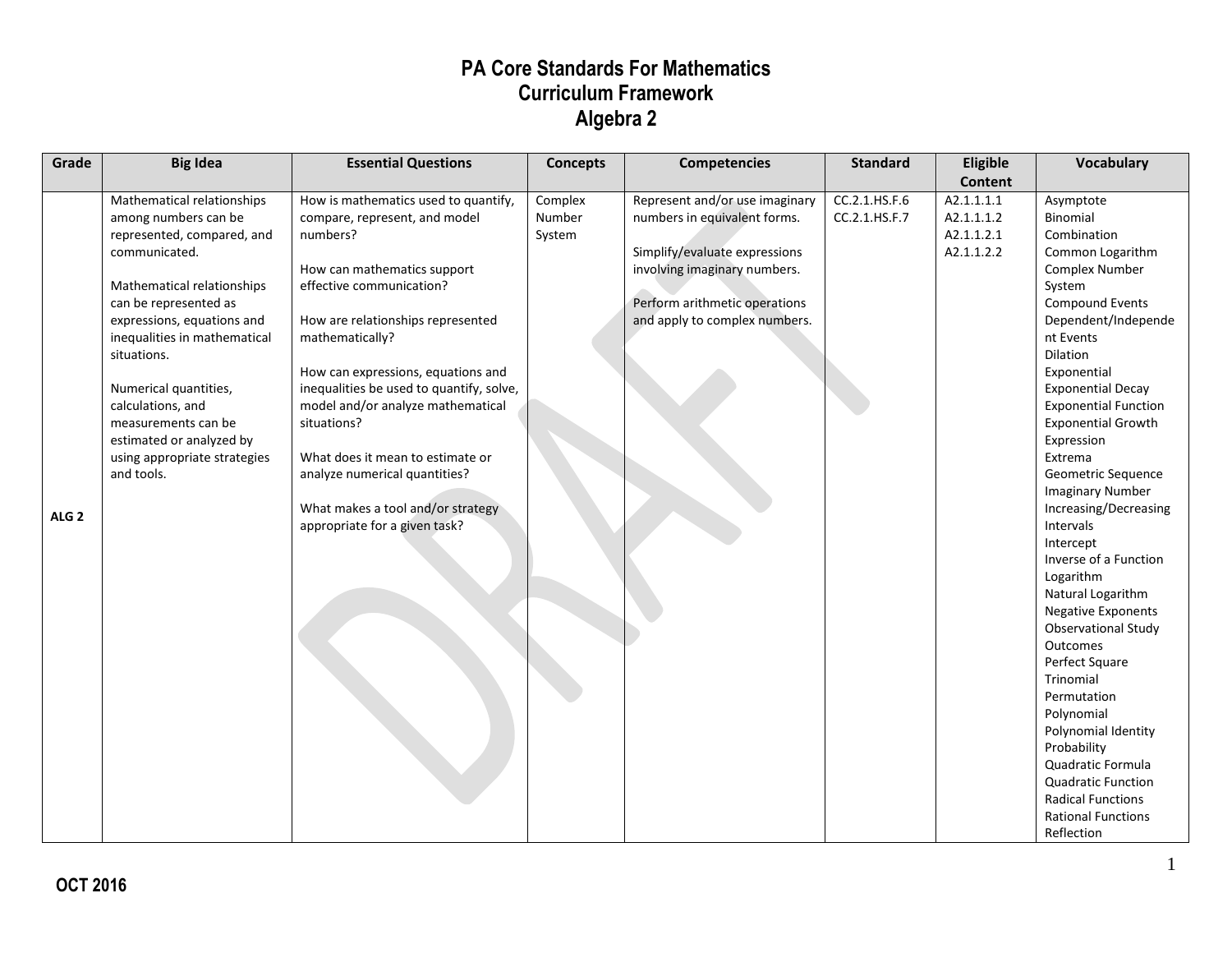# PA Core Standards For Mathematics
## Curriculum Framework
## Algebra 2

| Grade | Big Idea | Essential Questions | Concepts | Competencies | Standard | Eligible Content | Vocabulary |
|---|---|---|---|---|---|---|---|
| ALG 2 | Mathematical relationships among numbers can be represented, compared, and communicated.<br><br>Mathematical relationships can be represented as expressions, equations and inequalities in mathematical situations.<br><br>Numerical quantities, calculations, and measurements can be estimated or analyzed by using appropriate strategies and tools. | How is mathematics used to quantify, compare, represent, and model numbers?<br><br>How can mathematics support effective communication?<br><br>How are relationships represented mathematically?<br><br>How can expressions, equations and inequalities be used to quantify, solve, model and/or analyze mathematical situations?<br><br>What does it mean to estimate or analyze numerical quantities?<br><br>What makes a tool and/or strategy appropriate for a given task? | Complex Number System | Represent and/or use imaginary numbers in equivalent forms.<br><br>Simplify/evaluate expressions involving imaginary numbers.<br><br>Perform arithmetic operations and apply to complex numbers. | CC.2.1.HS.F.6<br>CC.2.1.HS.F.7 | A2.1.1.1.1<br>A2.1.1.1.2<br>A2.1.1.2.1<br>A2.1.1.2.2 | Asymptote<br>Binomial<br>Combination<br>Common Logarithm<br>Complex Number System<br>Compound Events<br>Dependent/Independent Events<br>Dilation<br>Exponential<br>Exponential Decay<br>Exponential Function<br>Exponential Growth<br>Expression<br>Extrema<br>Geometric Sequence<br>Imaginary Number<br>Increasing/Decreasing Intervals<br>Intercept<br>Inverse of a Function<br>Logarithm<br>Natural Logarithm<br>Negative Exponents<br>Observational Study<br>Outcomes<br>Perfect Square Trinomial<br>Permutation<br>Polynomial<br>Polynomial Identity<br>Probability<br>Quadratic Formula<br>Quadratic Function<br>Radical Functions<br>Rational Functions<br>Reflection |

OCT 2016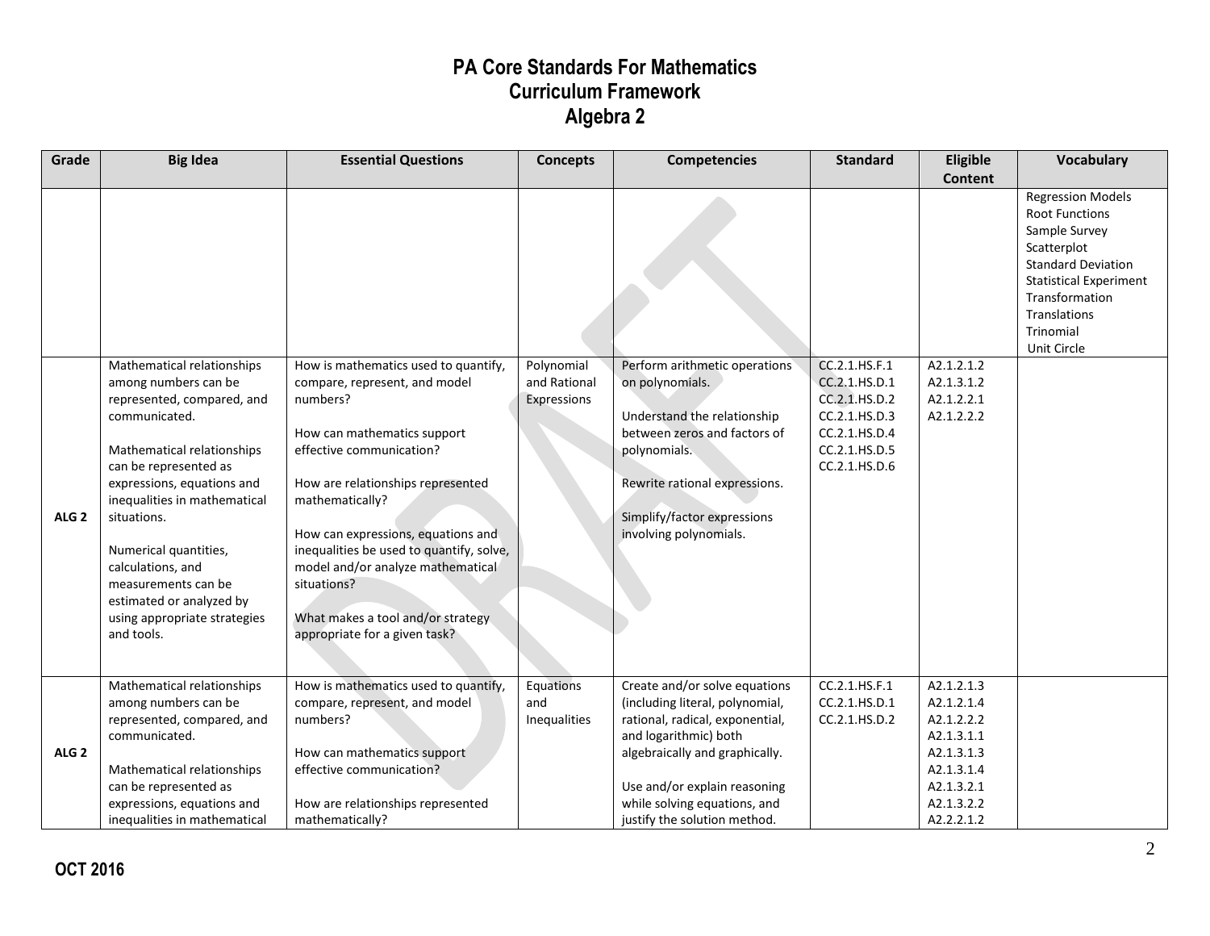# PA Core Standards For Mathematics
## Curriculum Framework
## Algebra 2

| Grade | Big Idea | Essential Questions | Concepts | Competencies | Standard | Eligible Content | Vocabulary |
|---|---|---|---|---|---|---|---|
| | | | | | | | Regression Models<br>Root Functions<br>Sample Survey<br>Scatterplot<br>Standard Deviation<br>Statistical Experiment<br>Transformation<br>Translations<br>Trinomial<br>Unit Circle |
| ALG 2 | Mathematical relationships among numbers can be represented, compared, and communicated.<br><br>Mathematical relationships can be represented as expressions, equations and inequalities in mathematical situations.<br><br>Numerical quantities, calculations, and measurements can be estimated or analyzed by using appropriate strategies and tools. | How is mathematics used to quantify, compare, represent, and model numbers?<br><br>How can mathematics support effective communication?<br><br>How are relationships represented mathematically?<br><br>How can expressions, equations and inequalities be used to quantify, solve, model and/or analyze mathematical situations?<br><br>What makes a tool and/or strategy appropriate for a given task? | Polynomial and Rational Expressions | Perform arithmetic operations on polynomials.<br><br>Understand the relationship between zeros and factors of polynomials.<br><br>Rewrite rational expressions.<br><br>Simplify/factor expressions involving polynomials. | CC.2.1.HS.F.1<br>CC.2.1.HS.D.1<br>CC.2.1.HS.D.2<br>CC.2.1.HS.D.3<br>CC.2.1.HS.D.4<br>CC.2.1.HS.D.5<br>CC.2.1.HS.D.6 | A2.1.2.1.2<br>A2.1.3.1.2<br>A2.1.2.2.1<br>A2.1.2.2.2 | |
| ALG 2 | Mathematical relationships among numbers can be represented, compared, and communicated.<br><br>Mathematical relationships can be represented as expressions, equations and inequalities in mathematical | How is mathematics used to quantify, compare, represent, and model numbers?<br><br>How can mathematics support effective communication?<br><br>How are relationships represented mathematically? | Equations and Inequalities | Create and/or solve equations (including literal, polynomial, rational, radical, exponential, and logarithmic) both algebraically and graphically.<br><br>Use and/or explain reasoning while solving equations, and justify the solution method. | CC.2.1.HS.F.1<br>CC.2.1.HS.D.1<br>CC.2.1.HS.D.2 | A2.1.2.1.3<br>A2.1.2.1.4<br>A2.1.2.2.2<br>A2.1.3.1.1<br>A2.1.3.1.3<br>A2.1.3.1.4<br>A2.1.3.2.1<br>A2.1.3.2.2<br>A2.2.2.1.2 | |

**OCT 2016**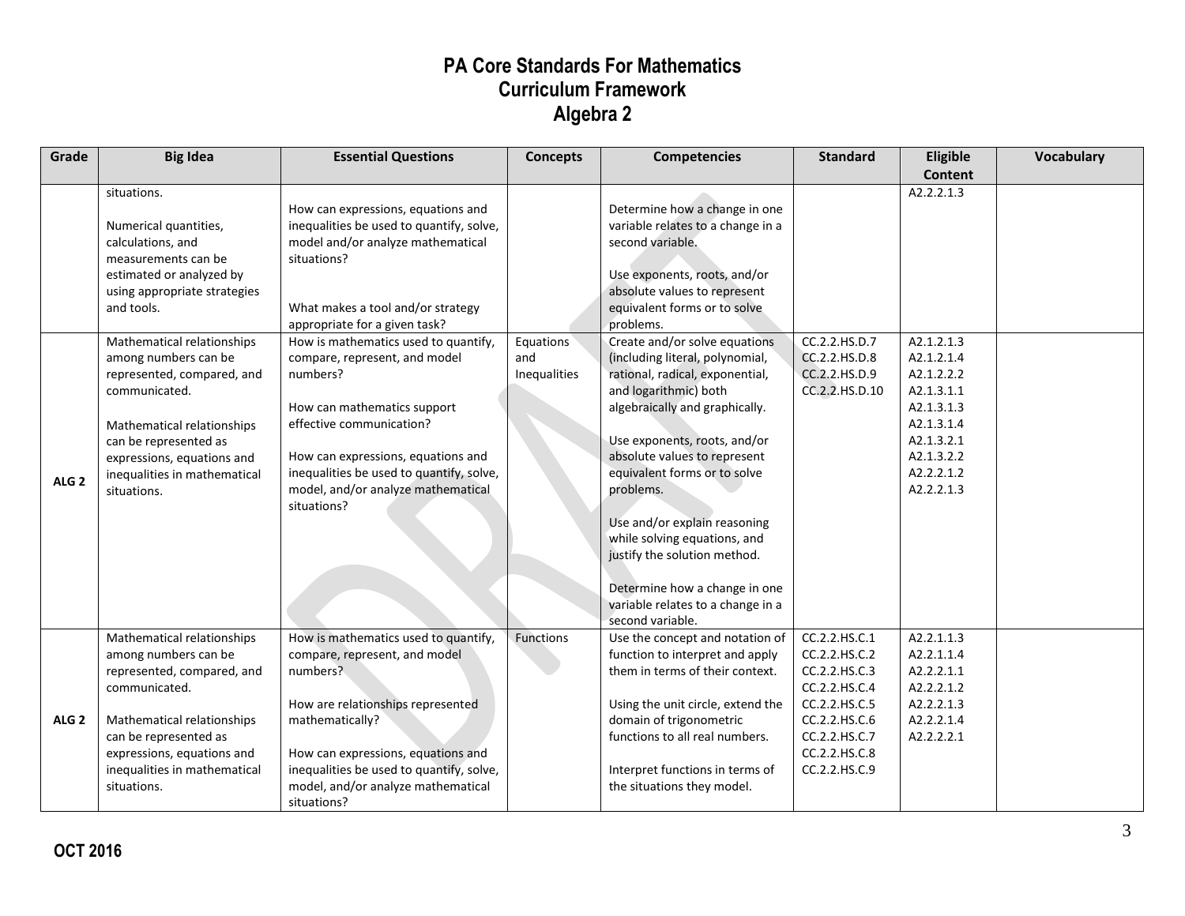# PA Core Standards For Mathematics
## Curriculum Framework
## Algebra 2

| Grade | Big Idea | Essential Questions | Concepts | Competencies | Standard | Eligible Content | Vocabulary |
|---|---|---|---|---|---|---|---|
| | situations.<br><br>Numerical quantities, calculations, and measurements can be estimated or analyzed by using appropriate strategies and tools. | How can expressions, equations and inequalities be used to quantify, solve, model and/or analyze mathematical situations?<br><br>What makes a tool and/or strategy appropriate for a given task? | | Determine how a change in one variable relates to a change in a second variable.<br><br>Use exponents, roots, and/or absolute values to represent equivalent forms or to solve problems. | | A2.2.2.1.3 | |
| ALG 2 | Mathematical relationships among numbers can be represented, compared, and communicated.<br><br>Mathematical relationships can be represented as expressions, equations and inequalities in mathematical situations. | How is mathematics used to quantify, compare, represent, and model numbers?<br><br>How can mathematics support effective communication?<br><br>How can expressions, equations and inequalities be used to quantify, solve, model, and/or analyze mathematical situations? | Equations and Inequalities | Create and/or solve equations (including literal, polynomial, rational, radical, exponential, and logarithmic) both algebraically and graphically.<br><br>Use exponents, roots, and/or absolute values to represent equivalent forms or to solve problems.<br><br>Use and/or explain reasoning while solving equations, and justify the solution method.<br><br>Determine how a change in one variable relates to a change in a second variable. | CC.2.2.HS.D.7<br>CC.2.2.HS.D.8<br>CC.2.2.HS.D.9<br>CC.2.2.HS.D.10 | A2.1.2.1.3<br>A2.1.2.1.4<br>A2.1.2.2.2<br>A2.1.3.1.1<br>A2.1.3.1.3<br>A2.1.3.1.4<br>A2.1.3.2.1<br>A2.1.3.2.2<br>A2.2.2.1.2<br>A2.2.2.1.3 | |
| ALG 2 | Mathematical relationships among numbers can be represented, compared, and communicated.<br><br>Mathematical relationships can be represented as expressions, equations and inequalities in mathematical situations. | How is mathematics used to quantify, compare, represent, and model numbers?<br><br>How are relationships represented mathematically?<br><br>How can expressions, equations and inequalities be used to quantify, solve, model, and/or analyze mathematical situations? | Functions | Use the concept and notation of function to interpret and apply them in terms of their context.<br><br>Using the unit circle, extend the domain of trigonometric functions to all real numbers.<br><br>Interpret functions in terms of the situations they model. | CC.2.2.HS.C.1<br>CC.2.2.HS.C.2<br>CC.2.2.HS.C.3<br>CC.2.2.HS.C.4<br>CC.2.2.HS.C.5<br>CC.2.2.HS.C.6<br>CC.2.2.HS.C.7<br>CC.2.2.HS.C.8<br>CC.2.2.HS.C.9 | A2.2.1.1.3<br>A2.2.1.1.4<br>A2.2.2.1.1<br>A2.2.2.1.2<br>A2.2.2.1.3<br>A2.2.2.1.4<br>A2.2.2.2.1 | |

**OCT 2016**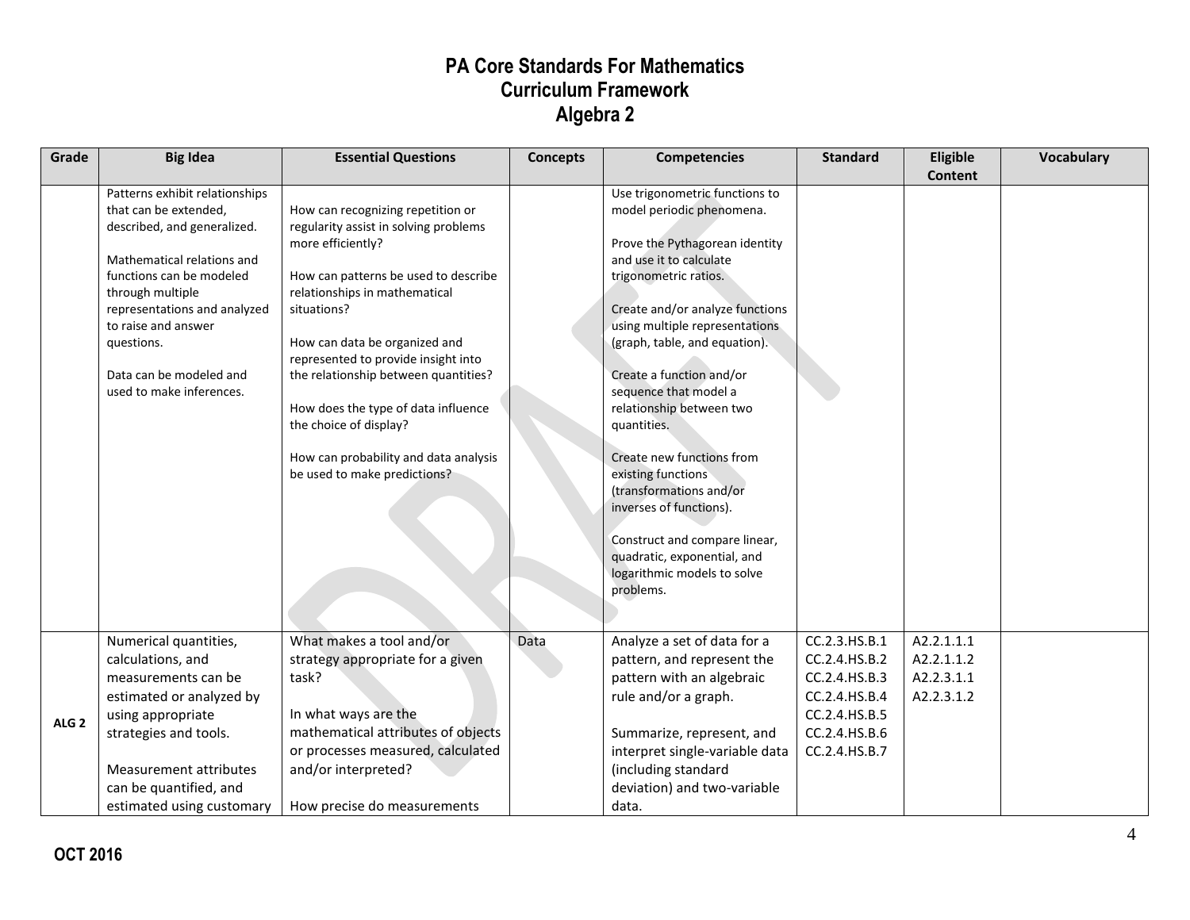# PA Core Standards For Mathematics
## Curriculum Framework
## Algebra 2

| Grade | Big Idea | Essential Questions | Concepts | Competencies | Standard | Eligible Content | Vocabulary |
|---|---|---|---|---|---|---|---|
| | Patterns exhibit relationships that can be extended, described, and generalized.<br><br>Mathematical relations and functions can be modeled through multiple representations and analyzed to raise and answer questions.<br><br>Data can be modeled and used to make inferences. | How can recognizing repetition or regularity assist in solving problems more efficiently?<br><br>How can patterns be used to describe relationships in mathematical situations?<br><br>How can data be organized and represented to provide insight into the relationship between quantities?<br><br>How does the type of data influence the choice of display?<br><br>How can probability and data analysis be used to make predictions? | | Use trigonometric functions to model periodic phenomena.<br><br>Prove the Pythagorean identity and use it to calculate trigonometric ratios.<br><br>Create and/or analyze functions using multiple representations (graph, table, and equation).<br><br>Create a function and/or sequence that model a relationship between two quantities.<br><br>Create new functions from existing functions (transformations and/or inverses of functions).<br><br>Construct and compare linear, quadratic, exponential, and logarithmic models to solve problems. | | | |
| ALG 2 | Numerical quantities, calculations, and measurements can be estimated or analyzed by using appropriate strategies and tools.<br><br>Measurement attributes can be quantified, and estimated using customary | What makes a tool and/or strategy appropriate for a given task?<br><br>In what ways are the mathematical attributes of objects or processes measured, calculated and/or interpreted?<br><br>How precise do measurements | Data | Analyze a set of data for a pattern, and represent the pattern with an algebraic rule and/or a graph.<br><br>Summarize, represent, and interpret single-variable data (including standard deviation) and two-variable data. | CC.2.3.HS.B.1<br>CC.2.4.HS.B.2<br>CC.2.4.HS.B.3<br>CC.2.4.HS.B.4<br>CC.2.4.HS.B.5<br>CC.2.4.HS.B.6<br>CC.2.4.HS.B.7 | A2.2.1.1.1<br>A2.2.1.1.2<br>A2.2.3.1.1<br>A2.2.3.1.2 | |

OCT 2016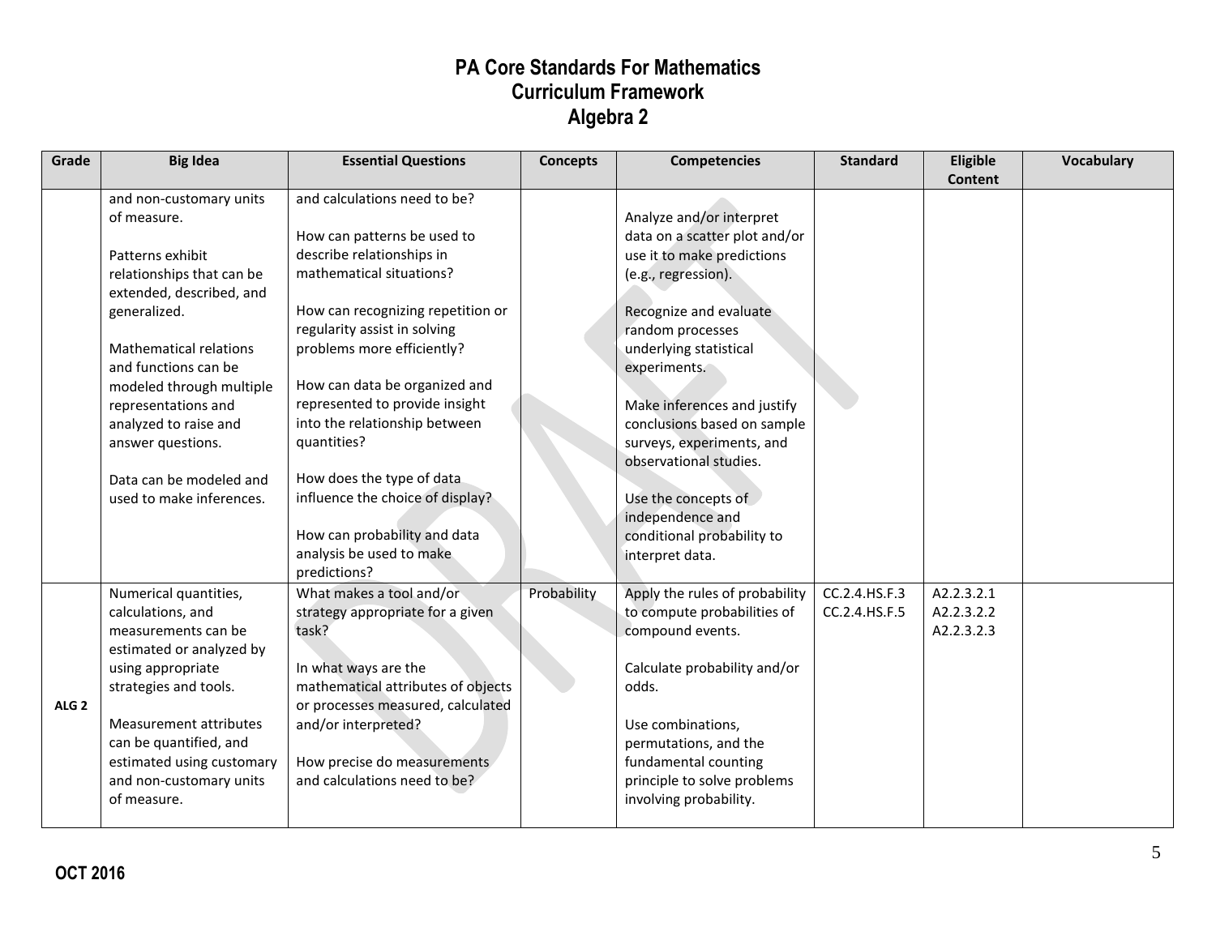# PA Core Standards For Mathematics
## Curriculum Framework
## Algebra 2

| Grade | Big Idea | Essential Questions | Concepts | Competencies | Standard | Eligible Content | Vocabulary |
|---|---|---|---|---|---|---|---|
| | and non-customary units of measure.<br><br>Patterns exhibit relationships that can be extended, described, and generalized.<br><br>Mathematical relations and functions can be modeled through multiple representations and analyzed to raise and answer questions.<br><br>Data can be modeled and used to make inferences. | and calculations need to be?<br><br>How can patterns be used to describe relationships in mathematical situations?<br><br>How can recognizing repetition or regularity assist in solving problems more efficiently?<br><br>How can data be organized and represented to provide insight into the relationship between quantities?<br><br>How does the type of data influence the choice of display?<br><br>How can probability and data analysis be used to make predictions? | | Analyze and/or interpret data on a scatter plot and/or use it to make predictions (e.g., regression).<br><br>Recognize and evaluate random processes underlying statistical experiments.<br><br>Make inferences and justify conclusions based on sample surveys, experiments, and observational studies.<br><br>Use the concepts of independence and conditional probability to interpret data. | | | |
| ALG 2 | Numerical quantities, calculations, and measurements can be estimated or analyzed by using appropriate strategies and tools.<br><br>Measurement attributes can be quantified, and estimated using customary and non-customary units of measure. | What makes a tool and/or strategy appropriate for a given task?<br><br>In what ways are the mathematical attributes of objects or processes measured, calculated and/or interpreted?<br><br>How precise do measurements and calculations need to be? | Probability | Apply the rules of probability to compute probabilities of compound events.<br><br>Calculate probability and/or odds.<br><br>Use combinations, permutations, and the fundamental counting principle to solve problems involving probability. | CC.2.4.HS.F.3<br>CC.2.4.HS.F.5 | A2.2.3.2.1<br>A2.2.3.2.2<br>A2.2.3.2.3 | |

OCT 2016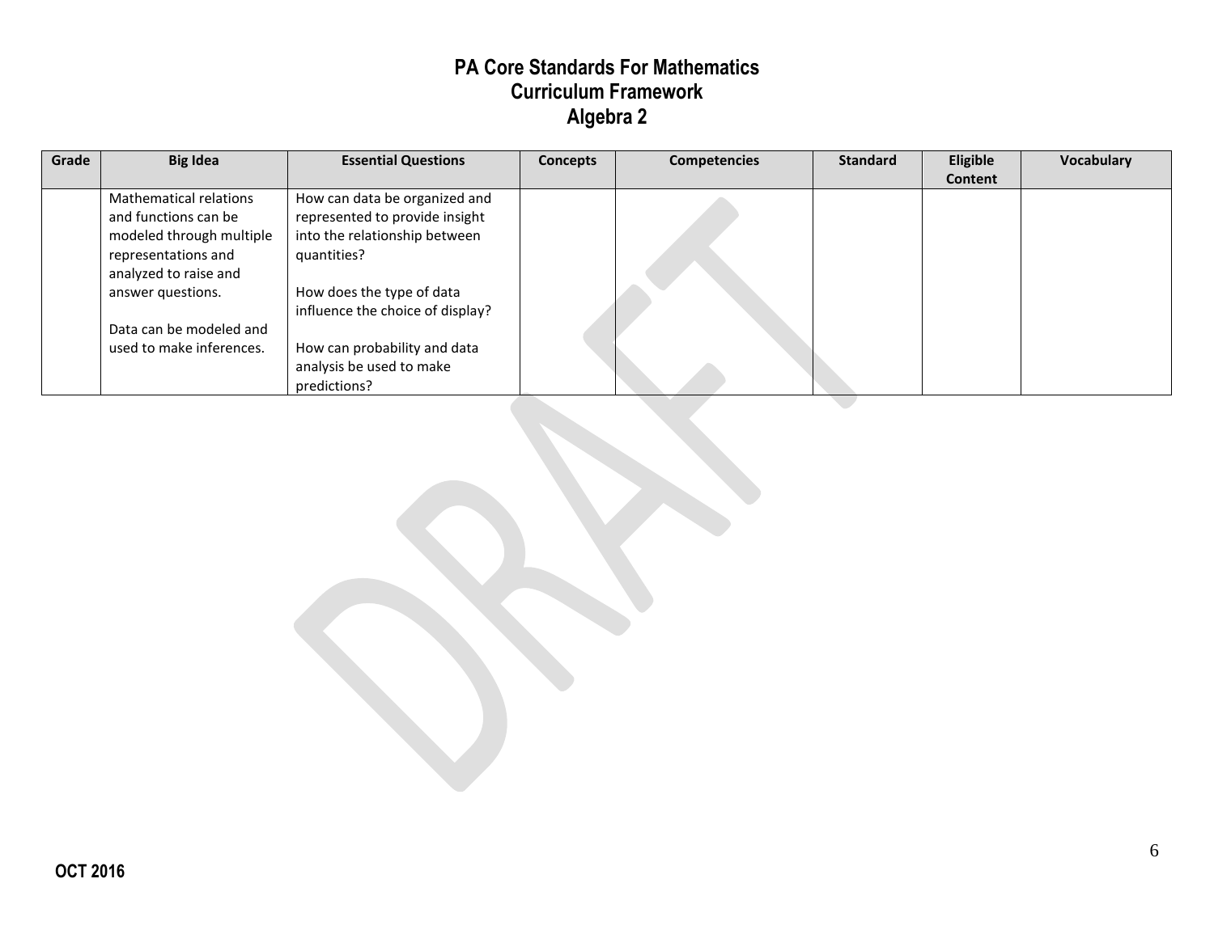# PA Core Standards For Mathematics
## Curriculum Framework
## Algebra 2

| Grade | Big Idea | Essential Questions | Concepts | Competencies | Standard | Eligible Content | Vocabulary |
|---|---|---|---|---|---|---|---|
| | Mathematical relations and functions can be modeled through multiple representations and analyzed to raise and answer questions.<br><br>Data can be modeled and used to make inferences. | How can data be organized and represented to provide insight into the relationship between quantities?<br><br>How does the type of data influence the choice of display?<br><br>How can probability and data analysis be used to make predictions? | | | | | |

**OCT 2016**